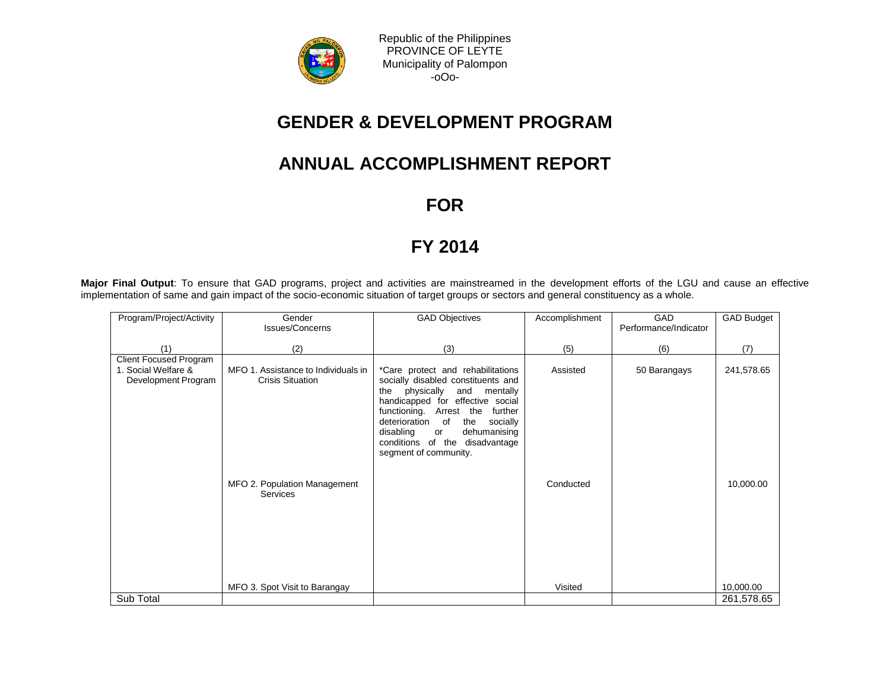Republic of the Philippines
PROVINCE OF LEYTE
Municipality of Palompon
-oOo-

# GENDER & DEVELOPMENT PROGRAM

# ANNUAL ACCOMPLISHMENT REPORT

# FOR

# FY 2014

**Major Final Output**: To ensure that GAD programs, project and activities are mainstreamed in the development efforts of the LGU and cause an effective implementation of same and gain impact of the socio-economic situation of target groups or sectors and general constituency as a whole.

| Program/Project/Activity | Gender Issues/Concerns | GAD Objectives | Accomplishment | GAD Performance/Indicator | GAD Budget |
|---|---|---|---|---|---|
| (1) | (2) | (3) | (5) | (6) | (7) |
| Client Focused Program<br>1. Social Welfare & Development Program | MFO 1. Assistance to Individuals in Crisis Situation | *Care protect and rehabilitations socially disabled constituents and the physically and mentally handicapped for effective social functioning. Arrest the further deterioration of the socially disabling or dehumanising conditions of the disadvantage segment of community. | Assisted | 50 Barangays | 241,578.65 |
| | MFO 2. Population Management Services | | Conducted | | 10,000.00 |
| | MFO 3. Spot Visit to Barangay | | Visited | | 10,000.00 |
| Sub Total | | | | | 261,578.65 |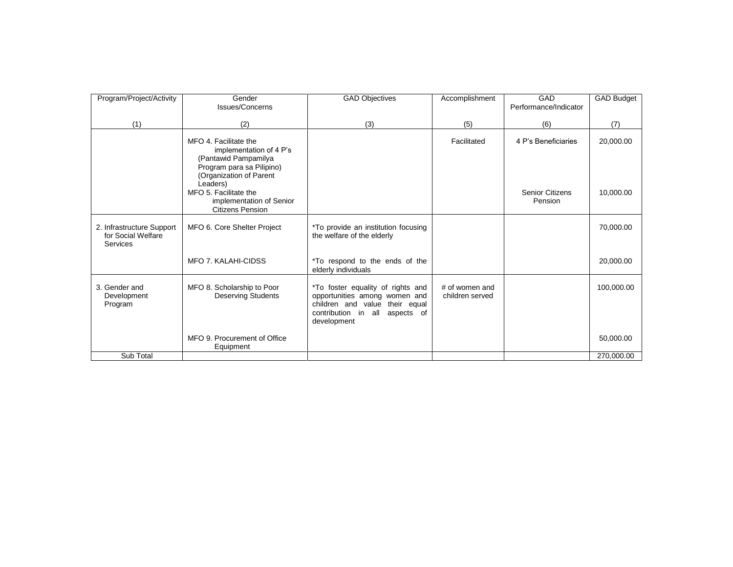| Program/Project/Activity<br><br>(1) | Gender Issues/Concerns<br><br>(2) | GAD Objectives<br><br>(3) | Accomplishment<br><br>(5) | GAD Performance/Indicator<br><br>(6) | GAD Budget<br><br>(7) |
|---|---|---|---|---|---|
| | MFO 4. Facilitate the implementation of 4 P's (Pantawid Pampamilya Program para sa Pilipino) (Organization of Parent Leaders) | | Facilitated | 4 P's Beneficiaries | 20,000.00 |
| | MFO 5. Facilitate the implementation of Senior Citizens Pension | | | Senior Citizens Pension | 10,000.00 |
| 2. Infrastructure Support for Social Welfare Services | MFO 6. Core Shelter Project | *To provide an institution focusing the welfare of the elderly | | | 70,000.00 |
| | MFO 7. KALAHI-CIDSS | *To respond to the ends of the elderly individuals | | | 20,000.00 |
| 3. Gender and Development Program | MFO 8. Scholarship to Poor Deserving Students | *To foster equality of rights and opportunities among women and children and value their equal contribution in all aspects of development | # of women and children served | | 100,000.00 |
| | MFO 9. Procurement of Office Equipment | | | | 50,000.00 |
| Sub Total | | | | | 270,000.00 |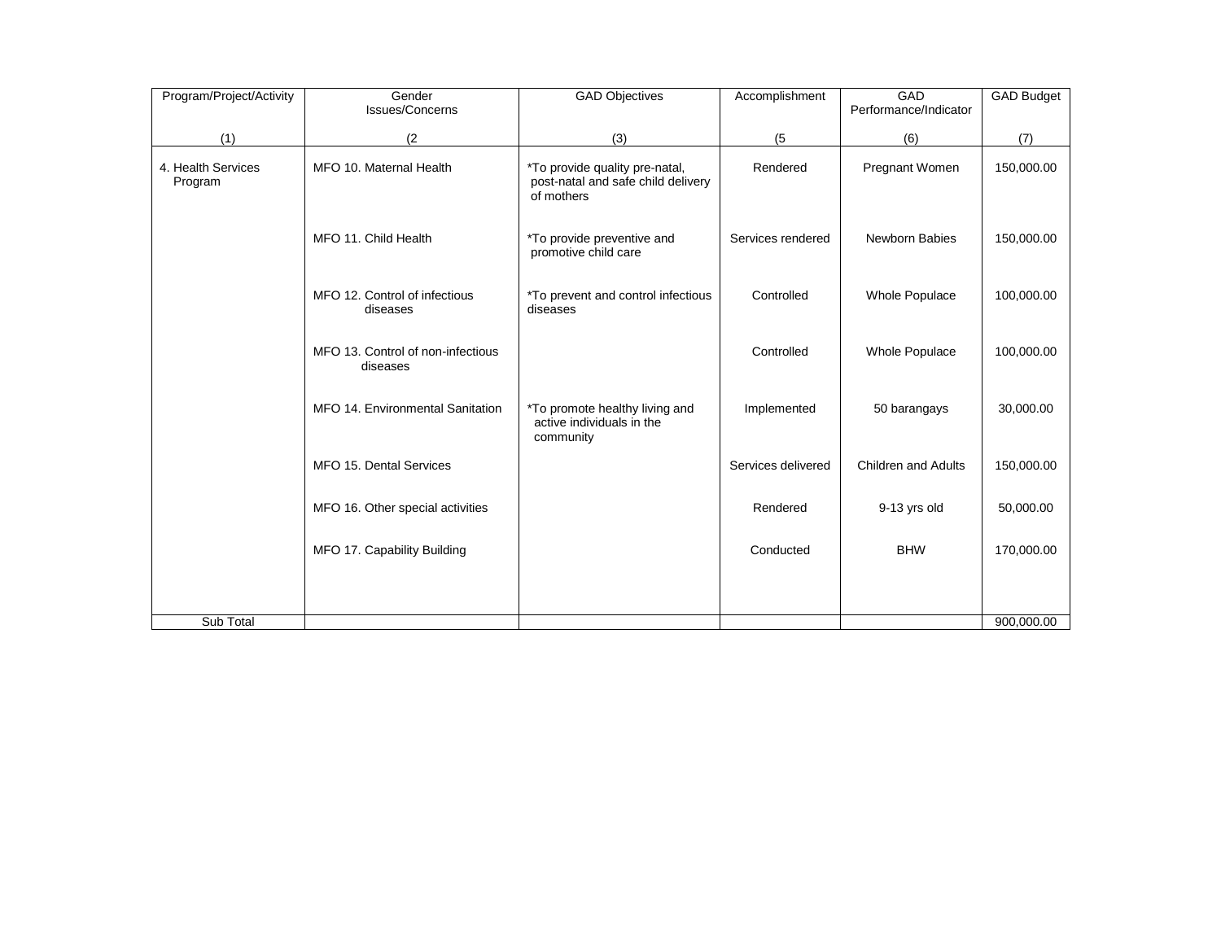| Program/Project/Activity | Gender Issues/Concerns | GAD Objectives | Accomplishment | GAD Performance/Indicator | GAD Budget |
|---|---|---|---|---|---|
| (1) | (2 | (3) | (5 | (6) | (7) |
| 4. Health Services Program | MFO 10. Maternal Health | *To provide quality pre-natal, post-natal and safe child delivery of mothers | Rendered | Pregnant Women | 150,000.00 |
| | MFO 11. Child Health | *To provide preventive and promotive child care | Services rendered | Newborn Babies | 150,000.00 |
| | MFO 12. Control of infectious diseases | *To prevent and control infectious diseases | Controlled | Whole Populace | 100,000.00 |
| | MFO 13. Control of non-infectious diseases | | Controlled | Whole Populace | 100,000.00 |
| | MFO 14. Environmental Sanitation | *To promote healthy living and active individuals in the community | Implemented | 50 barangays | 30,000.00 |
| | MFO 15. Dental Services | | Services delivered | Children and Adults | 150,000.00 |
| | MFO 16. Other special activities | | Rendered | 9-13 yrs old | 50,000.00 |
| | MFO 17. Capability Building | | Conducted | BHW | 170,000.00 |
| Sub Total | | | | | 900,000.00 |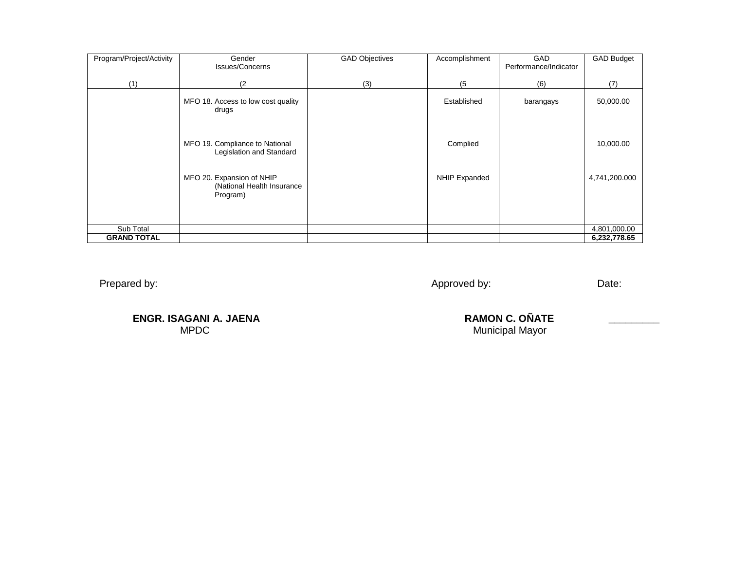| Program/Project/Activity<br><br>(1) | Gender Issues/Concerns<br><br>(2 | GAD Objectives<br><br>(3) | Accomplishment<br><br>(5 | GAD Performance/Indicator<br><br>(6) | GAD Budget<br><br>(7) |
|---|---|---|---|---|---|
| | MFO 18. Access to low cost quality drugs | | Established | barangays | 50,000.00 |
| | MFO 19. Compliance to National Legislation and Standard | | Complied | | 10,000.00 |
| | MFO 20. Expansion of NHIP (National Health Insurance Program) | | NHIP Expanded | | 4,741,200.000 |
| Sub Total | | | | | 4,801,000.00 |
| **GRAND TOTAL** | | | | | **6,232,778.65** |

Prepared by:

**ENGR. ISAGANI A. JAENA**
MPDC

Approved by:

**RAMON C. OÑATE**
Municipal Mayor

Date: ________